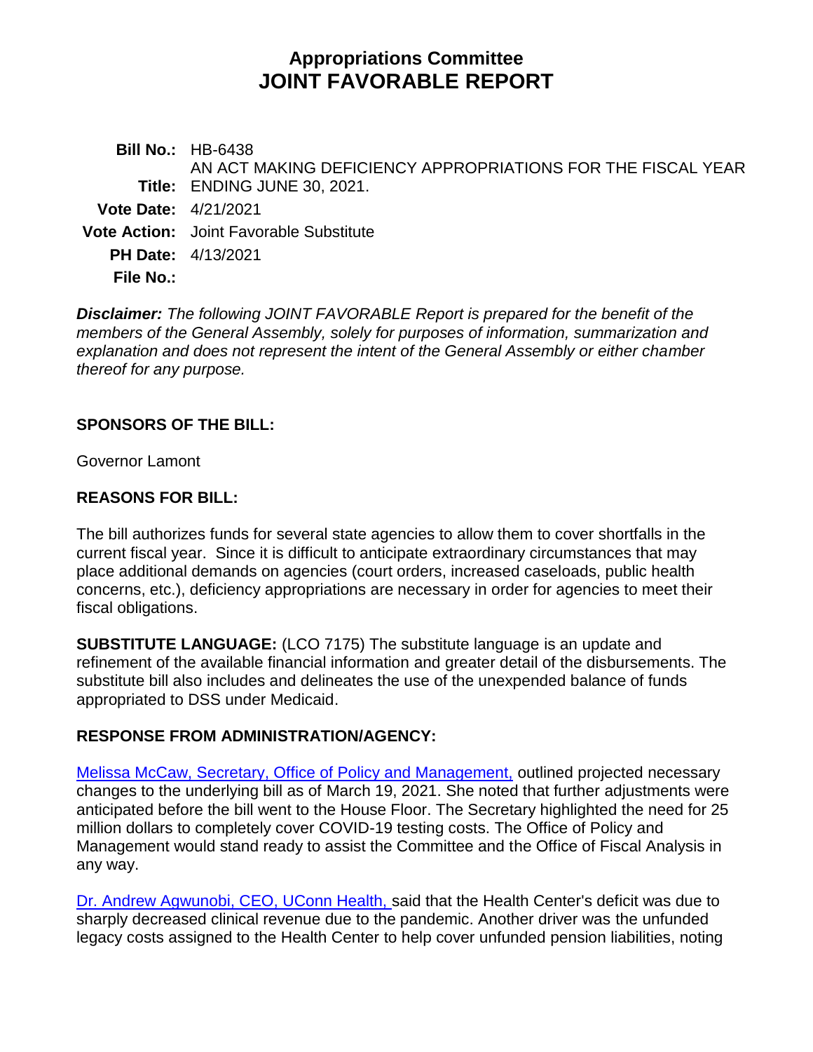# Appropriations Committee
# JOINT FAVORABLE REPORT

**Bill No.:** HB-6438

**Title:** AN ACT MAKING DEFICIENCY APPROPRIATIONS FOR THE FISCAL YEAR ENDING JUNE 30, 2021.

**Vote Date:** 4/21/2021

**Vote Action:** Joint Favorable Substitute

**PH Date:** 4/13/2021

**File No.:**

***Disclaimer:*** *The following JOINT FAVORABLE Report is prepared for the benefit of the members of the General Assembly, solely for purposes of information, summarization and explanation and does not represent the intent of the General Assembly or either chamber thereof for any purpose.*

## SPONSORS OF THE BILL:

Governor Lamont

## REASONS FOR BILL:

The bill authorizes funds for several state agencies to allow them to cover shortfalls in the current fiscal year. Since it is difficult to anticipate extraordinary circumstances that may place additional demands on agencies (court orders, increased caseloads, public health concerns, etc.), deficiency appropriations are necessary in order for agencies to meet their fiscal obligations.

**SUBSTITUTE LANGUAGE:** (LCO 7175) The substitute language is an update and refinement of the available financial information and greater detail of the disbursements. The substitute bill also includes and delineates the use of the unexpended balance of funds appropriated to DSS under Medicaid.

## RESPONSE FROM ADMINISTRATION/AGENCY:

Melissa McCaw, Secretary, Office of Policy and Management, outlined projected necessary changes to the underlying bill as of March 19, 2021. She noted that further adjustments were anticipated before the bill went to the House Floor. The Secretary highlighted the need for 25 million dollars to completely cover COVID-19 testing costs. The Office of Policy and Management would stand ready to assist the Committee and the Office of Fiscal Analysis in any way.

Dr. Andrew Agwunobi, CEO, UConn Health, said that the Health Center's deficit was due to sharply decreased clinical revenue due to the pandemic. Another driver was the unfunded legacy costs assigned to the Health Center to help cover unfunded pension liabilities, noting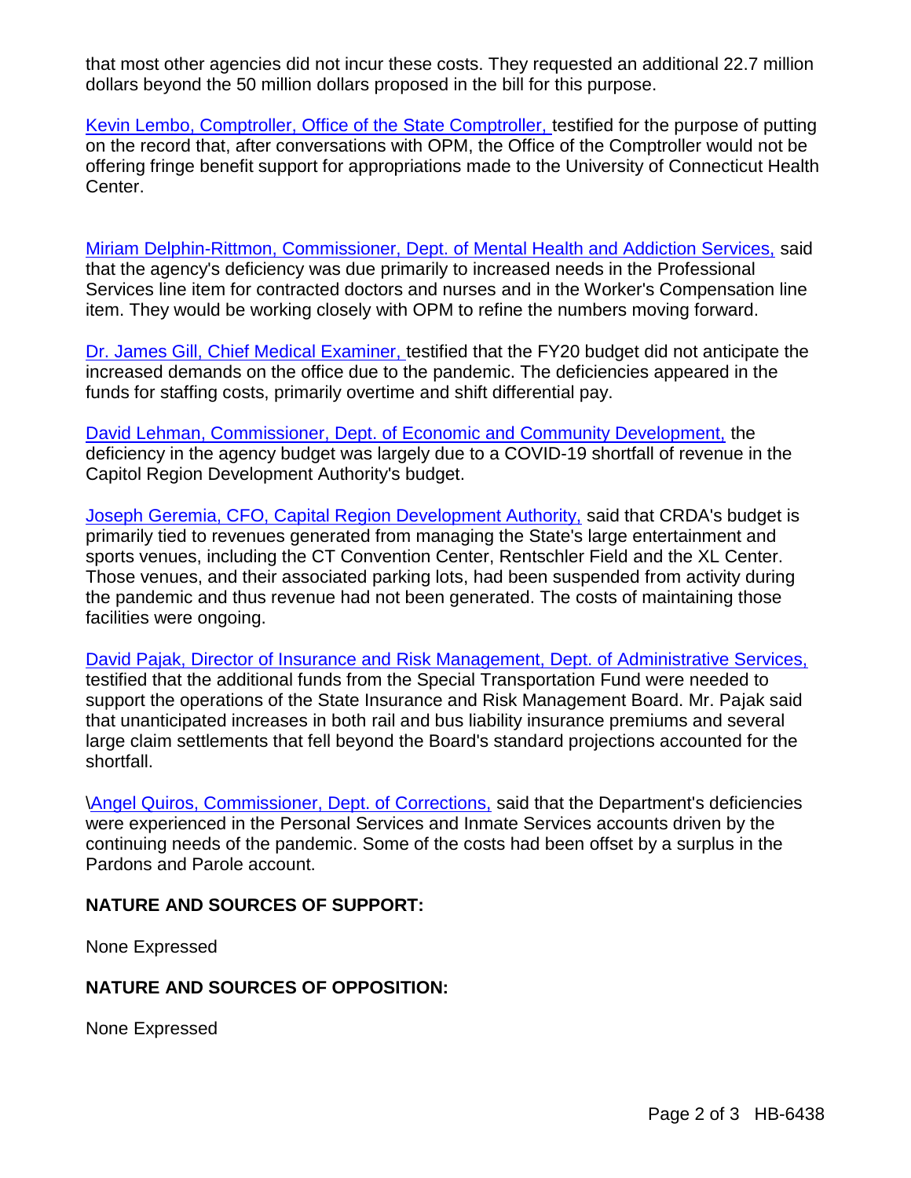that most other agencies did not incur these costs. They requested an additional 22.7 million dollars beyond the 50 million dollars proposed in the bill for this purpose.

Kevin Lembo, Comptroller, Office of the State Comptroller, testified for the purpose of putting on the record that, after conversations with OPM, the Office of the Comptroller would not be offering fringe benefit support for appropriations made to the University of Connecticut Health Center.

Miriam Delphin-Rittmon, Commissioner, Dept. of Mental Health and Addiction Services, said that the agency's deficiency was due primarily to increased needs in the Professional Services line item for contracted doctors and nurses and in the Worker's Compensation line item. They would be working closely with OPM to refine the numbers moving forward.

Dr. James Gill, Chief Medical Examiner, testified that the FY20 budget did not anticipate the increased demands on the office due to the pandemic. The deficiencies appeared in the funds for staffing costs, primarily overtime and shift differential pay.

David Lehman, Commissioner, Dept. of Economic and Community Development, the deficiency in the agency budget was largely due to a COVID-19 shortfall of revenue in the Capitol Region Development Authority's budget.

Joseph Geremia, CFO, Capital Region Development Authority, said that CRDA's budget is primarily tied to revenues generated from managing the State's large entertainment and sports venues, including the CT Convention Center, Rentschler Field and the XL Center. Those venues, and their associated parking lots, had been suspended from activity during the pandemic and thus revenue had not been generated. The costs of maintaining those facilities were ongoing.

David Pajak, Director of Insurance and Risk Management, Dept. of Administrative Services, testified that the additional funds from the Special Transportation Fund were needed to support the operations of the State Insurance and Risk Management Board. Mr. Pajak said that unanticipated increases in both rail and bus liability insurance premiums and several large claim settlements that fell beyond the Board's standard projections accounted for the shortfall.

\Angel Quiros, Commissioner, Dept. of Corrections, said that the Department's deficiencies were experienced in the Personal Services and Inmate Services accounts driven by the continuing needs of the pandemic. Some of the costs had been offset by a surplus in the Pardons and Parole account.

**NATURE AND SOURCES OF SUPPORT:**

None Expressed

**NATURE AND SOURCES OF OPPOSITION:**

None Expressed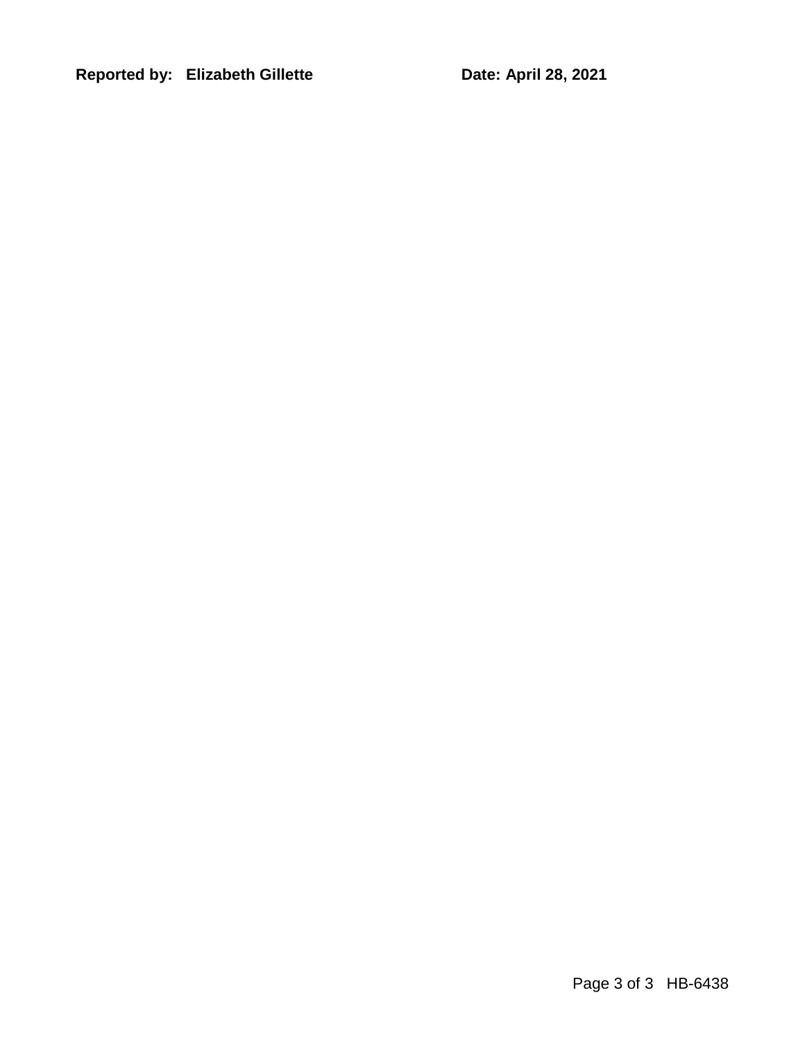**Reported by: Elizabeth Gillette** **Date: April 28, 2021**